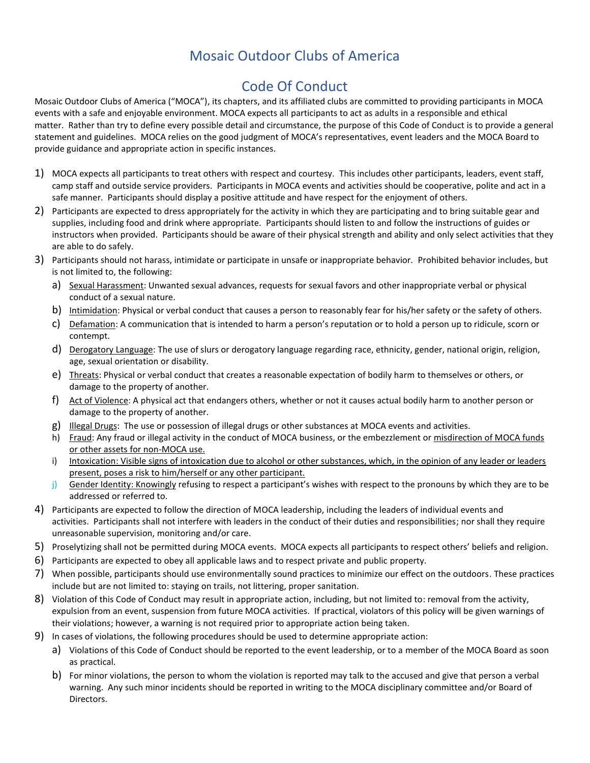# Mosaic Outdoor Clubs of America

## Code Of Conduct

Mosaic Outdoor Clubs of America ("MOCA"), its chapters, and its affiliated clubs are committed to providing participants in MOCA events with a safe and enjoyable environment. MOCA expects all participants to act as adults in a responsible and ethical matter. Rather than try to define every possible detail and circumstance, the purpose of this Code of Conduct is to provide a general statement and guidelines. MOCA relies on the good judgment of MOCA's representatives, event leaders and the MOCA Board to provide guidance and appropriate action in specific instances.

1) MOCA expects all participants to treat others with respect and courtesy. This includes other participants, leaders, event staff, camp staff and outside service providers. Participants in MOCA events and activities should be cooperative, polite and act in a safe manner. Participants should display a positive attitude and have respect for the enjoyment of others.
2) Participants are expected to dress appropriately for the activity in which they are participating and to bring suitable gear and supplies, including food and drink where appropriate. Participants should listen to and follow the instructions of guides or instructors when provided. Participants should be aware of their physical strength and ability and only select activities that they are able to do safely.
3) Participants should not harass, intimidate or participate in unsafe or inappropriate behavior. Prohibited behavior includes, but is not limited to, the following:
   a) Sexual Harassment: Unwanted sexual advances, requests for sexual favors and other inappropriate verbal or physical conduct of a sexual nature.
   b) Intimidation: Physical or verbal conduct that causes a person to reasonably fear for his/her safety or the safety of others.
   c) Defamation: A communication that is intended to harm a person's reputation or to hold a person up to ridicule, scorn or contempt.
   d) Derogatory Language: The use of slurs or derogatory language regarding race, ethnicity, gender, national origin, religion, age, sexual orientation or disability.
   e) Threats: Physical or verbal conduct that creates a reasonable expectation of bodily harm to themselves or others, or damage to the property of another.
   f) Act of Violence: A physical act that endangers others, whether or not it causes actual bodily harm to another person or damage to the property of another.
   g) Illegal Drugs: The use or possession of illegal drugs or other substances at MOCA events and activities.
   h) Fraud: Any fraud or illegal activity in the conduct of MOCA business, or the embezzlement or misdirection of MOCA funds or other assets for non-MOCA use.
   i) Intoxication: Visible signs of intoxication due to alcohol or other substances, which, in the opinion of any leader or leaders present, poses a risk to him/herself or any other participant.
   j) Gender Identity: Knowingly refusing to respect a participant's wishes with respect to the pronouns by which they are to be addressed or referred to.
4) Participants are expected to follow the direction of MOCA leadership, including the leaders of individual events and activities. Participants shall not interfere with leaders in the conduct of their duties and responsibilities; nor shall they require unreasonable supervision, monitoring and/or care.
5) Proselytizing shall not be permitted during MOCA events. MOCA expects all participants to respect others' beliefs and religion.
6) Participants are expected to obey all applicable laws and to respect private and public property.
7) When possible, participants should use environmentally sound practices to minimize our effect on the outdoors. These practices include but are not limited to: staying on trails, not littering, proper sanitation.
8) Violation of this Code of Conduct may result in appropriate action, including, but not limited to: removal from the activity, expulsion from an event, suspension from future MOCA activities. If practical, violators of this policy will be given warnings of their violations; however, a warning is not required prior to appropriate action being taken.
9) In cases of violations, the following procedures should be used to determine appropriate action:
   a) Violations of this Code of Conduct should be reported to the event leadership, or to a member of the MOCA Board as soon as practical.
   b) For minor violations, the person to whom the violation is reported may talk to the accused and give that person a verbal warning. Any such minor incidents should be reported in writing to the MOCA disciplinary committee and/or Board of Directors.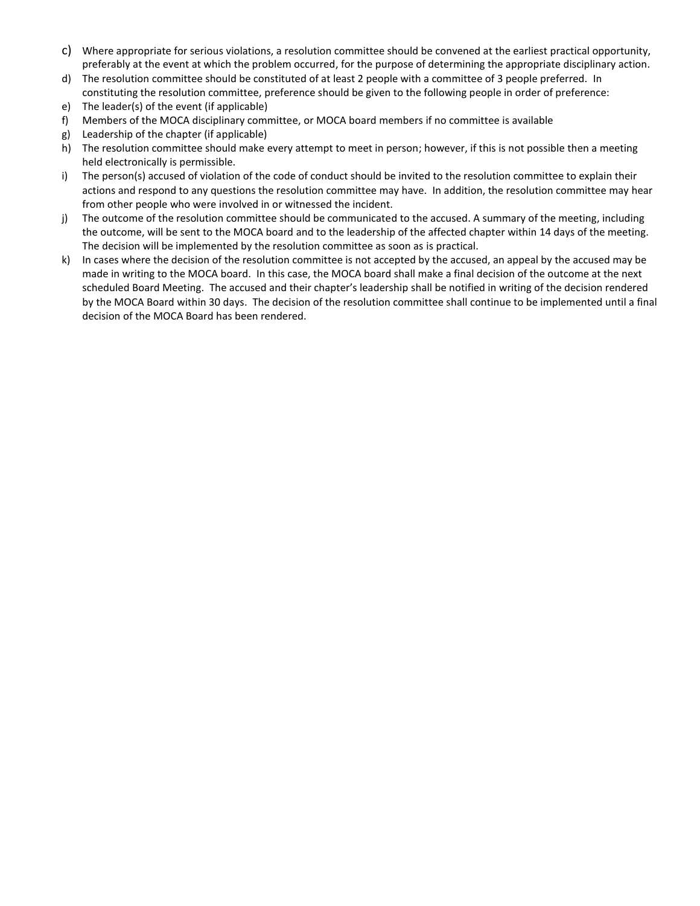c) Where appropriate for serious violations, a resolution committee should be convened at the earliest practical opportunity, preferably at the event at which the problem occurred, for the purpose of determining the appropriate disciplinary action.

d) The resolution committee should be constituted of at least 2 people with a committee of 3 people preferred. In constituting the resolution committee, preference should be given to the following people in order of preference:

e) The leader(s) of the event (if applicable)

f) Members of the MOCA disciplinary committee, or MOCA board members if no committee is available

g) Leadership of the chapter (if applicable)

h) The resolution committee should make every attempt to meet in person; however, if this is not possible then a meeting held electronically is permissible.

i) The person(s) accused of violation of the code of conduct should be invited to the resolution committee to explain their actions and respond to any questions the resolution committee may have. In addition, the resolution committee may hear from other people who were involved in or witnessed the incident.

j) The outcome of the resolution committee should be communicated to the accused. A summary of the meeting, including the outcome, will be sent to the MOCA board and to the leadership of the affected chapter within 14 days of the meeting. The decision will be implemented by the resolution committee as soon as is practical.

k) In cases where the decision of the resolution committee is not accepted by the accused, an appeal by the accused may be made in writing to the MOCA board. In this case, the MOCA board shall make a final decision of the outcome at the next scheduled Board Meeting. The accused and their chapter's leadership shall be notified in writing of the decision rendered by the MOCA Board within 30 days. The decision of the resolution committee shall continue to be implemented until a final decision of the MOCA Board has been rendered.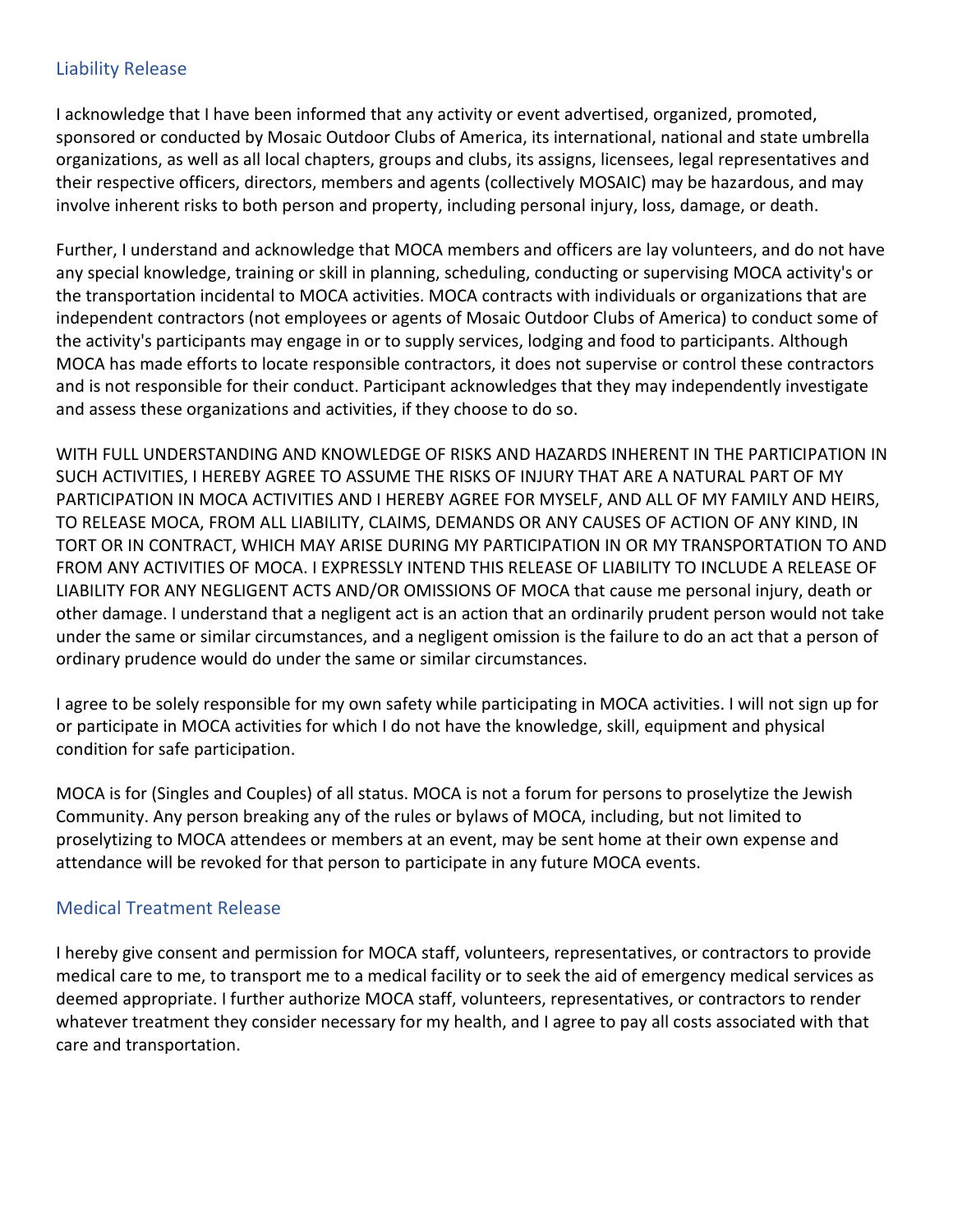## Liability Release

I acknowledge that I have been informed that any activity or event advertised, organized, promoted, sponsored or conducted by Mosaic Outdoor Clubs of America, its international, national and state umbrella organizations, as well as all local chapters, groups and clubs, its assigns, licensees, legal representatives and their respective officers, directors, members and agents (collectively MOSAIC) may be hazardous, and may involve inherent risks to both person and property, including personal injury, loss, damage, or death.

Further, I understand and acknowledge that MOCA members and officers are lay volunteers, and do not have any special knowledge, training or skill in planning, scheduling, conducting or supervising MOCA activity's or the transportation incidental to MOCA activities. MOCA contracts with individuals or organizations that are independent contractors (not employees or agents of Mosaic Outdoor Clubs of America) to conduct some of the activity's participants may engage in or to supply services, lodging and food to participants. Although MOCA has made efforts to locate responsible contractors, it does not supervise or control these contractors and is not responsible for their conduct. Participant acknowledges that they may independently investigate and assess these organizations and activities, if they choose to do so.

WITH FULL UNDERSTANDING AND KNOWLEDGE OF RISKS AND HAZARDS INHERENT IN THE PARTICIPATION IN SUCH ACTIVITIES, I HEREBY AGREE TO ASSUME THE RISKS OF INJURY THAT ARE A NATURAL PART OF MY PARTICIPATION IN MOCA ACTIVITIES AND I HEREBY AGREE FOR MYSELF, AND ALL OF MY FAMILY AND HEIRS, TO RELEASE MOCA, FROM ALL LIABILITY, CLAIMS, DEMANDS OR ANY CAUSES OF ACTION OF ANY KIND, IN TORT OR IN CONTRACT, WHICH MAY ARISE DURING MY PARTICIPATION IN OR MY TRANSPORTATION TO AND FROM ANY ACTIVITIES OF MOCA. I EXPRESSLY INTEND THIS RELEASE OF LIABILITY TO INCLUDE A RELEASE OF LIABILITY FOR ANY NEGLIGENT ACTS AND/OR OMISSIONS OF MOCA that cause me personal injury, death or other damage. I understand that a negligent act is an action that an ordinarily prudent person would not take under the same or similar circumstances, and a negligent omission is the failure to do an act that a person of ordinary prudence would do under the same or similar circumstances.

I agree to be solely responsible for my own safety while participating in MOCA activities. I will not sign up for or participate in MOCA activities for which I do not have the knowledge, skill, equipment and physical condition for safe participation.

MOCA is for (Singles and Couples) of all status. MOCA is not a forum for persons to proselytize the Jewish Community. Any person breaking any of the rules or bylaws of MOCA, including, but not limited to proselytizing to MOCA attendees or members at an event, may be sent home at their own expense and attendance will be revoked for that person to participate in any future MOCA events.

## Medical Treatment Release

I hereby give consent and permission for MOCA staff, volunteers, representatives, or contractors to provide medical care to me, to transport me to a medical facility or to seek the aid of emergency medical services as deemed appropriate. I further authorize MOCA staff, volunteers, representatives, or contractors to render whatever treatment they consider necessary for my health, and I agree to pay all costs associated with that care and transportation.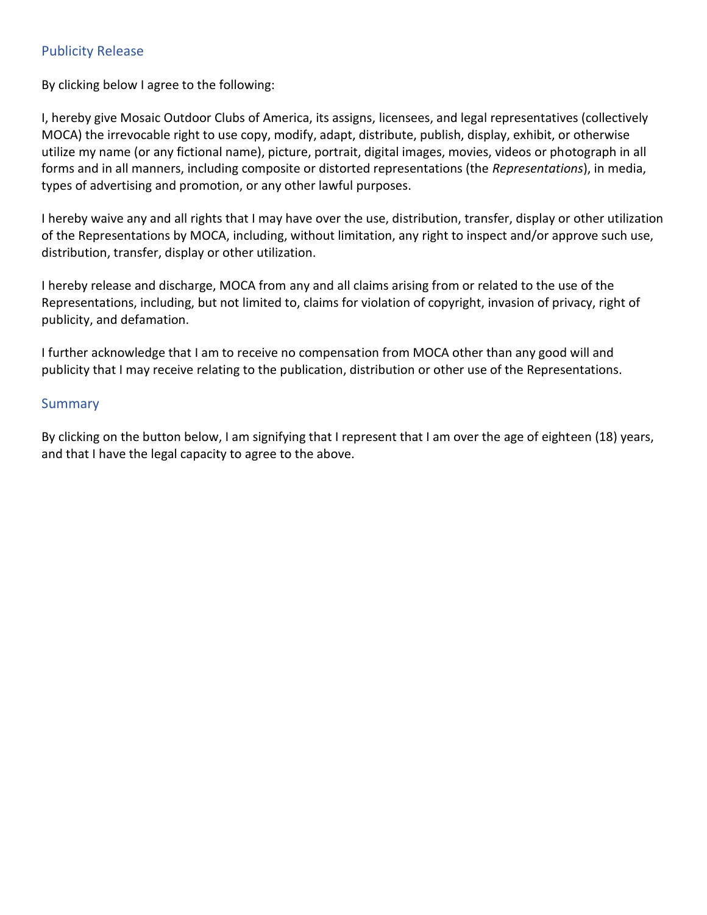## Publicity Release

By clicking below I agree to the following:

I, hereby give Mosaic Outdoor Clubs of America, its assigns, licensees, and legal representatives (collectively MOCA) the irrevocable right to use copy, modify, adapt, distribute, publish, display, exhibit, or otherwise utilize my name (or any fictional name), picture, portrait, digital images, movies, videos or photograph in all forms and in all manners, including composite or distorted representations (the *Representations*), in media, types of advertising and promotion, or any other lawful purposes.

I hereby waive any and all rights that I may have over the use, distribution, transfer, display or other utilization of the Representations by MOCA, including, without limitation, any right to inspect and/or approve such use, distribution, transfer, display or other utilization.

I hereby release and discharge, MOCA from any and all claims arising from or related to the use of the Representations, including, but not limited to, claims for violation of copyright, invasion of privacy, right of publicity, and defamation.

I further acknowledge that I am to receive no compensation from MOCA other than any good will and publicity that I may receive relating to the publication, distribution or other use of the Representations.

## Summary

By clicking on the button below, I am signifying that I represent that I am over the age of eighteen (18) years, and that I have the legal capacity to agree to the above.